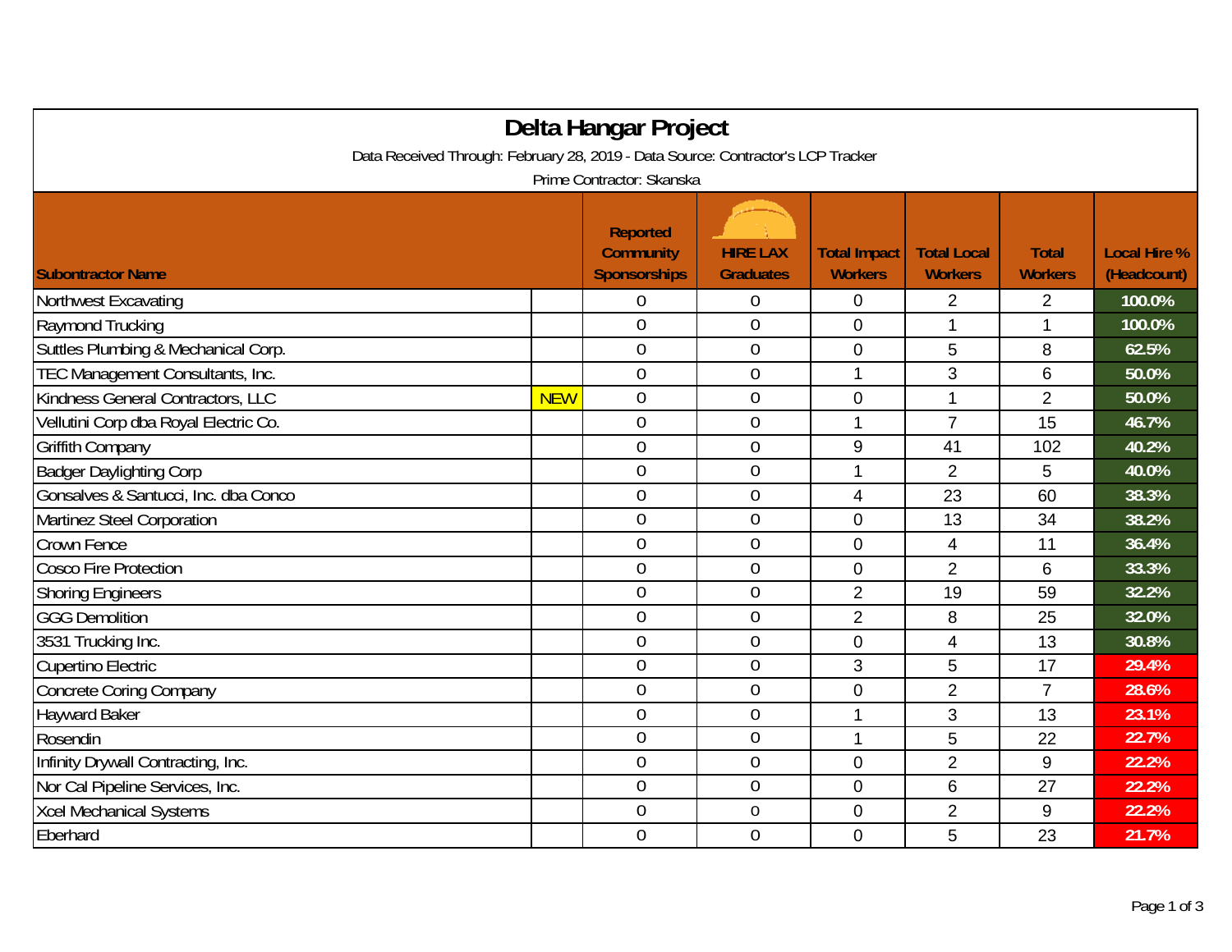# Delta Hangar Project

Data Received Through: February 28, 2019 - Data Source: Contractor's LCP Tracker

Prime Contractor: Skanska

| Subontractor Name | | Reported Community Sponsorships | HIRE LAX Graduates | Total Impact Workers | Total Local Workers | Total Workers | Local Hire % (Headcount) |
|---|---|---|---|---|---|---|---|
| Northwest Excavating | | 0 | 0 | 0 | 2 | 2 | 100.0% |
| Raymond Trucking | | 0 | 0 | 0 | 1 | 1 | 100.0% |
| Suttles Plumbing & Mechanical Corp. | | 0 | 0 | 0 | 5 | 8 | 62.5% |
| TEC Management Consultants, Inc. | | 0 | 0 | 1 | 3 | 6 | 50.0% |
| Kindness General Contractors, LLC | NEW | 0 | 0 | 0 | 1 | 2 | 50.0% |
| Vellutini Corp dba Royal Electric Co. | | 0 | 0 | 1 | 7 | 15 | 46.7% |
| Griffith Company | | 0 | 0 | 9 | 41 | 102 | 40.2% |
| Badger Daylighting Corp | | 0 | 0 | 1 | 2 | 5 | 40.0% |
| Gonsalves & Santucci, Inc. dba Conco | | 0 | 0 | 4 | 23 | 60 | 38.3% |
| Martinez Steel Corporation | | 0 | 0 | 0 | 13 | 34 | 38.2% |
| Crown Fence | | 0 | 0 | 0 | 4 | 11 | 36.4% |
| Cosco Fire Protection | | 0 | 0 | 0 | 2 | 6 | 33.3% |
| Shoring Engineers | | 0 | 0 | 2 | 19 | 59 | 32.2% |
| GGG Demolition | | 0 | 0 | 2 | 8 | 25 | 32.0% |
| 3531 Trucking Inc. | | 0 | 0 | 0 | 4 | 13 | 30.8% |
| Cupertino Electric | | 0 | 0 | 3 | 5 | 17 | 29.4% |
| Concrete Coring Company | | 0 | 0 | 0 | 2 | 7 | 28.6% |
| Hayward Baker | | 0 | 0 | 1 | 3 | 13 | 23.1% |
| Rosendin | | 0 | 0 | 1 | 5 | 22 | 22.7% |
| Infinity Drywall Contracting, Inc. | | 0 | 0 | 0 | 2 | 9 | 22.2% |
| Nor Cal Pipeline Services, Inc. | | 0 | 0 | 0 | 6 | 27 | 22.2% |
| Xcel Mechanical Systems | | 0 | 0 | 0 | 2 | 9 | 22.2% |
| Eberhard | | 0 | 0 | 0 | 5 | 23 | 21.7% |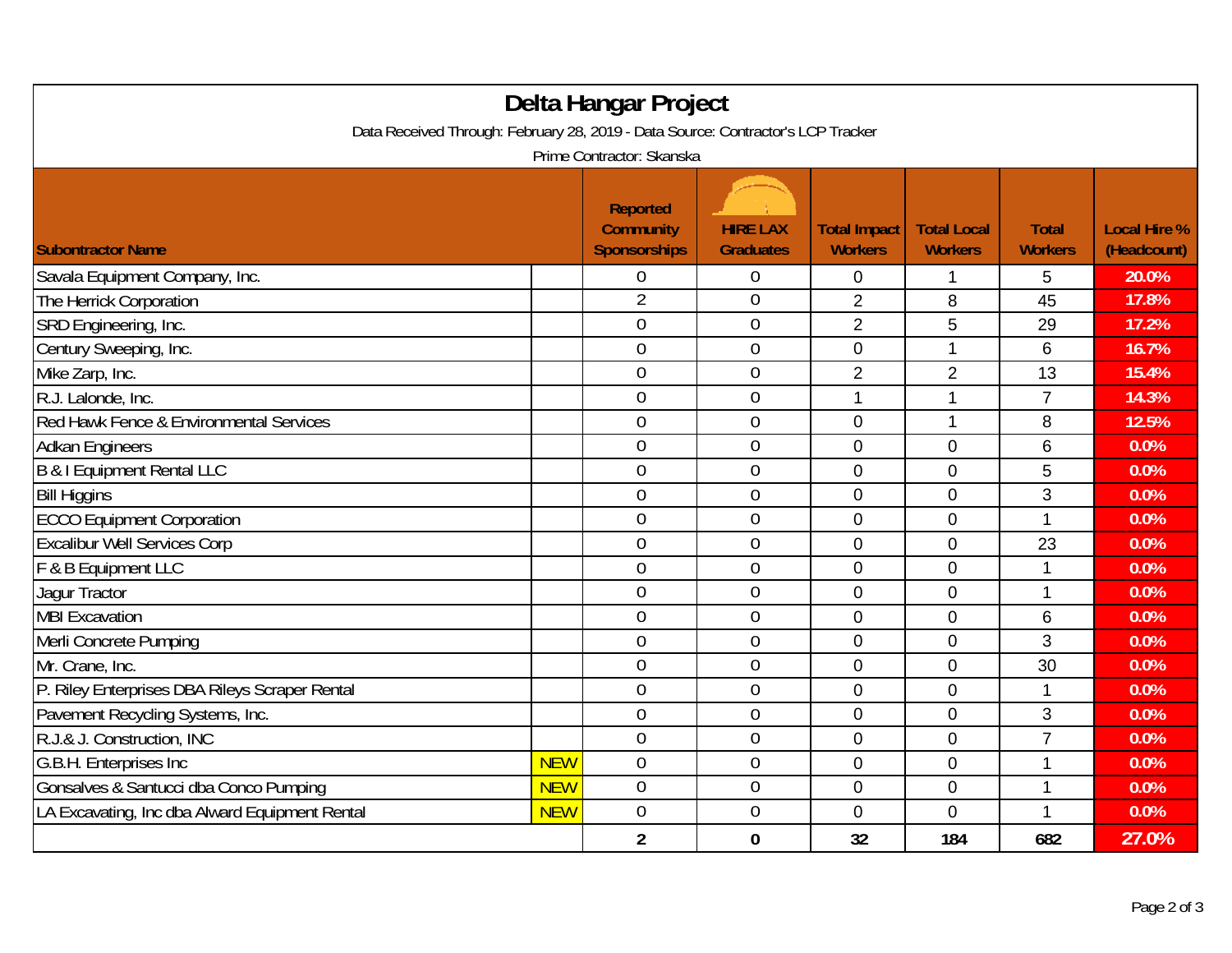# Delta Hangar Project

Data Received Through: February 28, 2019 - Data Source: Contractor's LCP Tracker

Prime Contractor: Skanska

| Subontractor Name | | Reported Community Sponsorships | HIRE LAX Graduates | Total Impact Workers | Total Local Workers | Total Workers | Local Hire % (Headcount) |
|---|---|---|---|---|---|---|---|
| Savala Equipment Company, Inc. | | 0 | 0 | 0 | 1 | 5 | 20.0% |
| The Herrick Corporation | | 2 | 0 | 2 | 8 | 45 | 17.8% |
| SRD Engineering, Inc. | | 0 | 0 | 2 | 5 | 29 | 17.2% |
| Century Sweeping, Inc. | | 0 | 0 | 0 | 1 | 6 | 16.7% |
| Mike Zarp, Inc. | | 0 | 0 | 2 | 2 | 13 | 15.4% |
| R.J. Lalonde, Inc. | | 0 | 0 | 1 | 1 | 7 | 14.3% |
| Red Hawk Fence & Environmental Services | | 0 | 0 | 0 | 1 | 8 | 12.5% |
| Adkan Engineers | | 0 | 0 | 0 | 0 | 6 | 0.0% |
| B & I Equipment Rental LLC | | 0 | 0 | 0 | 0 | 5 | 0.0% |
| Bill Higgins | | 0 | 0 | 0 | 0 | 3 | 0.0% |
| ECCO Equipment Corporation | | 0 | 0 | 0 | 0 | 1 | 0.0% |
| Excalibur Well Services Corp | | 0 | 0 | 0 | 0 | 23 | 0.0% |
| F & B Equipment LLC | | 0 | 0 | 0 | 0 | 1 | 0.0% |
| Jagur Tractor | | 0 | 0 | 0 | 0 | 1 | 0.0% |
| MBI Excavation | | 0 | 0 | 0 | 0 | 6 | 0.0% |
| Merli Concrete Pumping | | 0 | 0 | 0 | 0 | 3 | 0.0% |
| Mr. Crane, Inc. | | 0 | 0 | 0 | 0 | 30 | 0.0% |
| P. Riley Enterprises DBA Rileys Scraper Rental | | 0 | 0 | 0 | 0 | 1 | 0.0% |
| Pavement Recycling Systems, Inc. | | 0 | 0 | 0 | 0 | 3 | 0.0% |
| R.J.& J. Construction, INC | | 0 | 0 | 0 | 0 | 7 | 0.0% |
| G.B.H. Enterprises Inc | NEW | 0 | 0 | 0 | 0 | 1 | 0.0% |
| Gonsalves & Santucci dba Conco Pumping | NEW | 0 | 0 | 0 | 0 | 1 | 0.0% |
| LA Excavating, Inc dba Alward Equipment Rental | NEW | 0 | 0 | 0 | 0 | 1 | 0.0% |
| | | **2** | **0** | **32** | **184** | **682** | **27.0%** |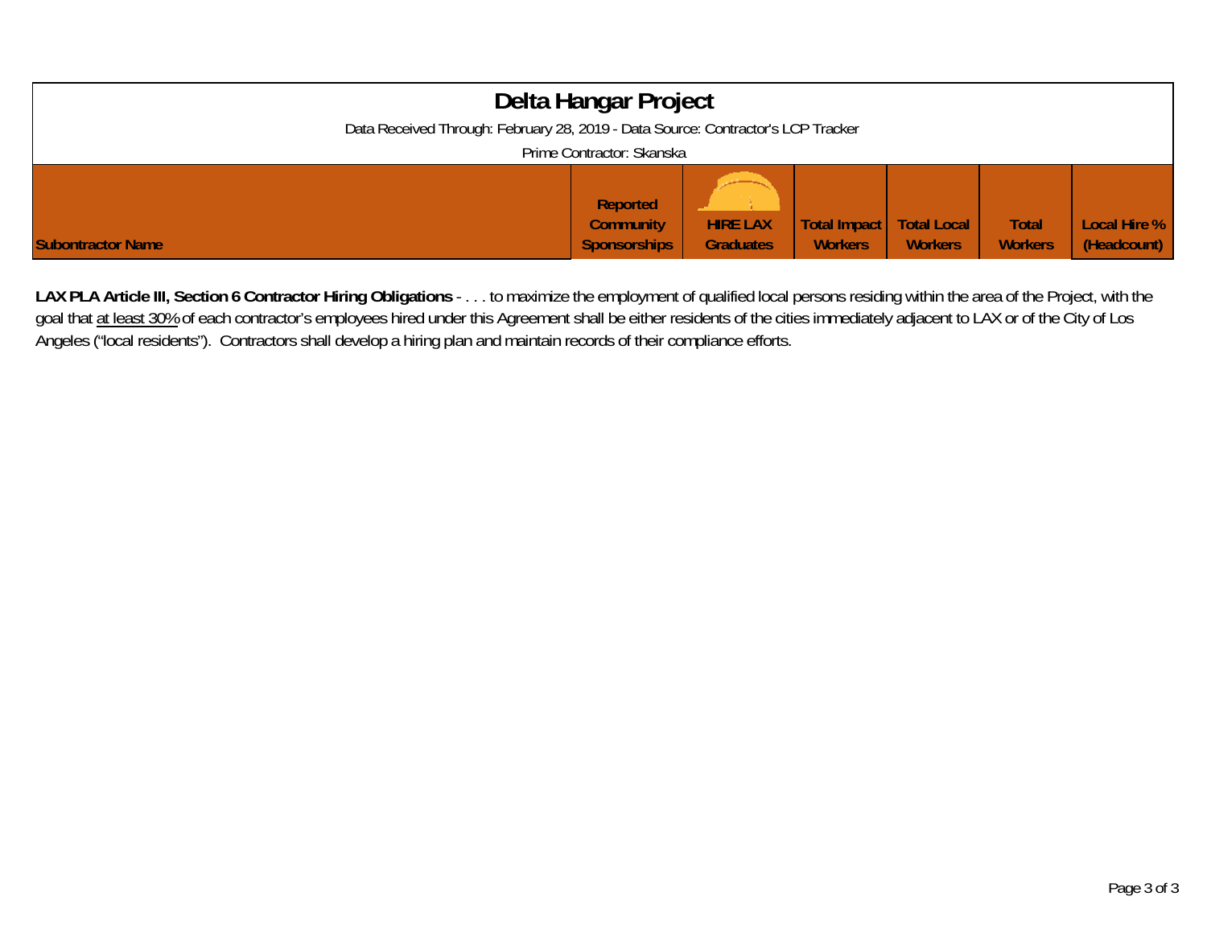# Delta Hangar Project

Data Received Through: February 28, 2019 - Data Source: Contractor's LCP Tracker

Prime Contractor: Skanska

| Subontractor Name | Reported Community Sponsorships | HIRE LAX Graduates | Total Impact Workers | Total Local Workers | Total Workers | Local Hire % (Headcount) |
|---|---|---|---|---|---|---|

**LAX PLA Article III, Section 6 Contractor Hiring Obligations** - . . . to maximize the employment of qualified local persons residing within the area of the Project, with the goal that at least 30% of each contractor's employees hired under this Agreement shall be either residents of the cities immediately adjacent to LAX or of the City of Los Angeles ("local residents"). Contractors shall develop a hiring plan and maintain records of their compliance efforts.